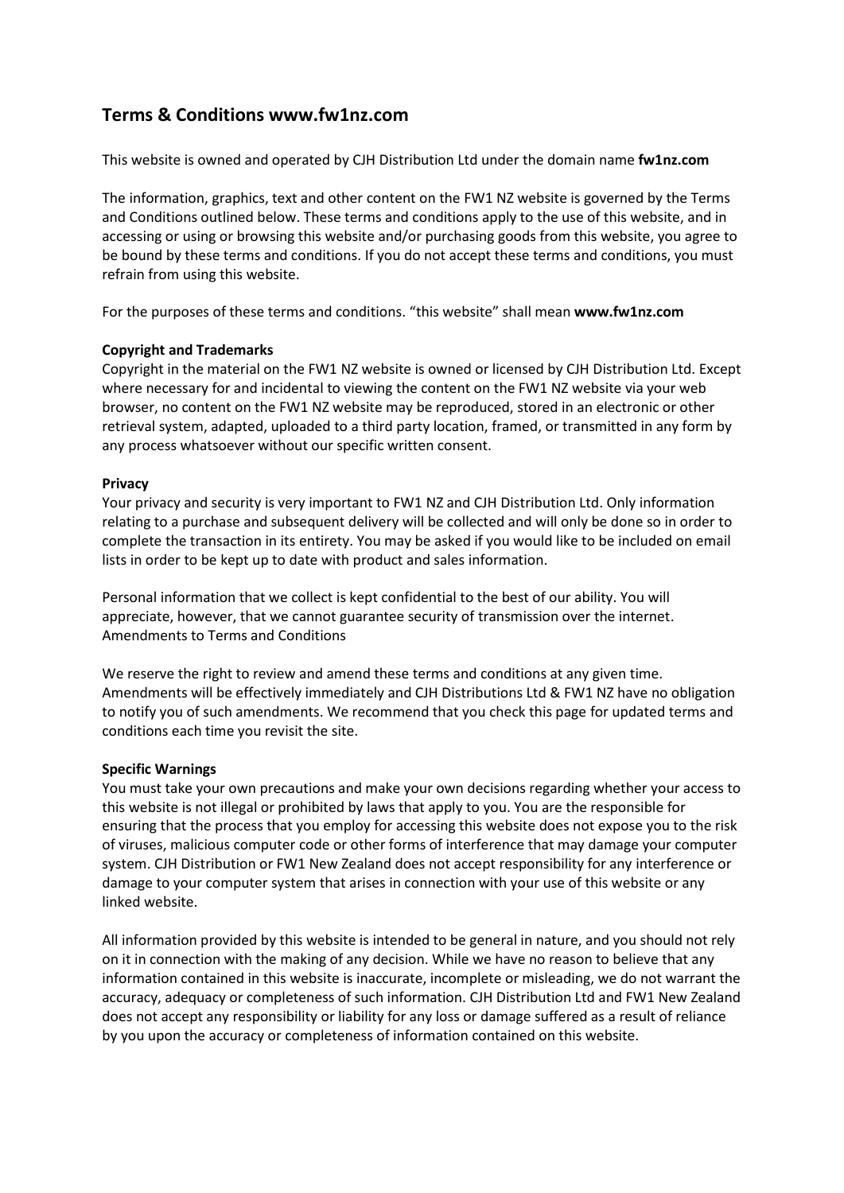## Terms & Conditions www.fw1nz.com

This website is owned and operated by CJH Distribution Ltd under the domain name **fw1nz.com**

The information, graphics, text and other content on the FW1 NZ website is governed by the Terms and Conditions outlined below. These terms and conditions apply to the use of this website, and in accessing or using or browsing this website and/or purchasing goods from this website, you agree to be bound by these terms and conditions. If you do not accept these terms and conditions, you must refrain from using this website.

For the purposes of these terms and conditions. “this website” shall mean **www.fw1nz.com**

**Copyright and Trademarks**
Copyright in the material on the FW1 NZ website is owned or licensed by CJH Distribution Ltd. Except where necessary for and incidental to viewing the content on the FW1 NZ website via your web browser, no content on the FW1 NZ website may be reproduced, stored in an electronic or other retrieval system, adapted, uploaded to a third party location, framed, or transmitted in any form by any process whatsoever without our specific written consent.

**Privacy**
Your privacy and security is very important to FW1 NZ and CJH Distribution Ltd. Only information relating to a purchase and subsequent delivery will be collected and will only be done so in order to complete the transaction in its entirety. You may be asked if you would like to be included on email lists in order to be kept up to date with product and sales information.

Personal information that we collect is kept confidential to the best of our ability. You will appreciate, however, that we cannot guarantee security of transmission over the internet.
Amendments to Terms and Conditions

We reserve the right to review and amend these terms and conditions at any given time. Amendments will be effectively immediately and CJH Distributions Ltd & FW1 NZ have no obligation to notify you of such amendments. We recommend that you check this page for updated terms and conditions each time you revisit the site.

**Specific Warnings**
You must take your own precautions and make your own decisions regarding whether your access to this website is not illegal or prohibited by laws that apply to you. You are the responsible for ensuring that the process that you employ for accessing this website does not expose you to the risk of viruses, malicious computer code or other forms of interference that may damage your computer system. CJH Distribution or FW1 New Zealand does not accept responsibility for any interference or damage to your computer system that arises in connection with your use of this website or any linked website.

All information provided by this website is intended to be general in nature, and you should not rely on it in connection with the making of any decision. While we have no reason to believe that any information contained in this website is inaccurate, incomplete or misleading, we do not warrant the accuracy, adequacy or completeness of such information. CJH Distribution Ltd and FW1 New Zealand does not accept any responsibility or liability for any loss or damage suffered as a result of reliance by you upon the accuracy or completeness of information contained on this website.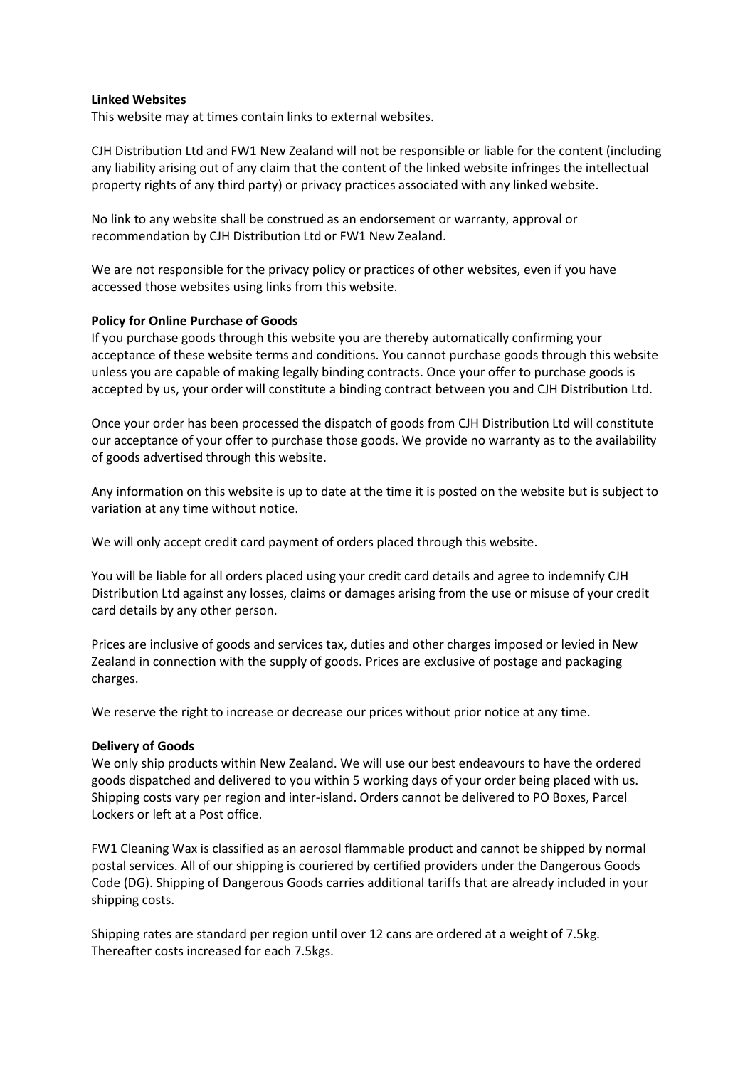**Linked Websites**
This website may at times contain links to external websites.

CJH Distribution Ltd and FW1 New Zealand will not be responsible or liable for the content (including any liability arising out of any claim that the content of the linked website infringes the intellectual property rights of any third party) or privacy practices associated with any linked website.

No link to any website shall be construed as an endorsement or warranty, approval or recommendation by CJH Distribution Ltd or FW1 New Zealand.

We are not responsible for the privacy policy or practices of other websites, even if you have accessed those websites using links from this website.

**Policy for Online Purchase of Goods**
If you purchase goods through this website you are thereby automatically confirming your acceptance of these website terms and conditions. You cannot purchase goods through this website unless you are capable of making legally binding contracts. Once your offer to purchase goods is accepted by us, your order will constitute a binding contract between you and CJH Distribution Ltd.

Once your order has been processed the dispatch of goods from CJH Distribution Ltd will constitute our acceptance of your offer to purchase those goods. We provide no warranty as to the availability of goods advertised through this website.

Any information on this website is up to date at the time it is posted on the website but is subject to variation at any time without notice.

We will only accept credit card payment of orders placed through this website.

You will be liable for all orders placed using your credit card details and agree to indemnify CJH Distribution Ltd against any losses, claims or damages arising from the use or misuse of your credit card details by any other person.

Prices are inclusive of goods and services tax, duties and other charges imposed or levied in New Zealand in connection with the supply of goods. Prices are exclusive of postage and packaging charges.

We reserve the right to increase or decrease our prices without prior notice at any time.

**Delivery of Goods**
We only ship products within New Zealand. We will use our best endeavours to have the ordered goods dispatched and delivered to you within 5 working days of your order being placed with us. Shipping costs vary per region and inter-island. Orders cannot be delivered to PO Boxes, Parcel Lockers or left at a Post office.

FW1 Cleaning Wax is classified as an aerosol flammable product and cannot be shipped by normal postal services. All of our shipping is couriered by certified providers under the Dangerous Goods Code (DG). Shipping of Dangerous Goods carries additional tariffs that are already included in your shipping costs.

Shipping rates are standard per region until over 12 cans are ordered at a weight of 7.5kg. Thereafter costs increased for each 7.5kgs.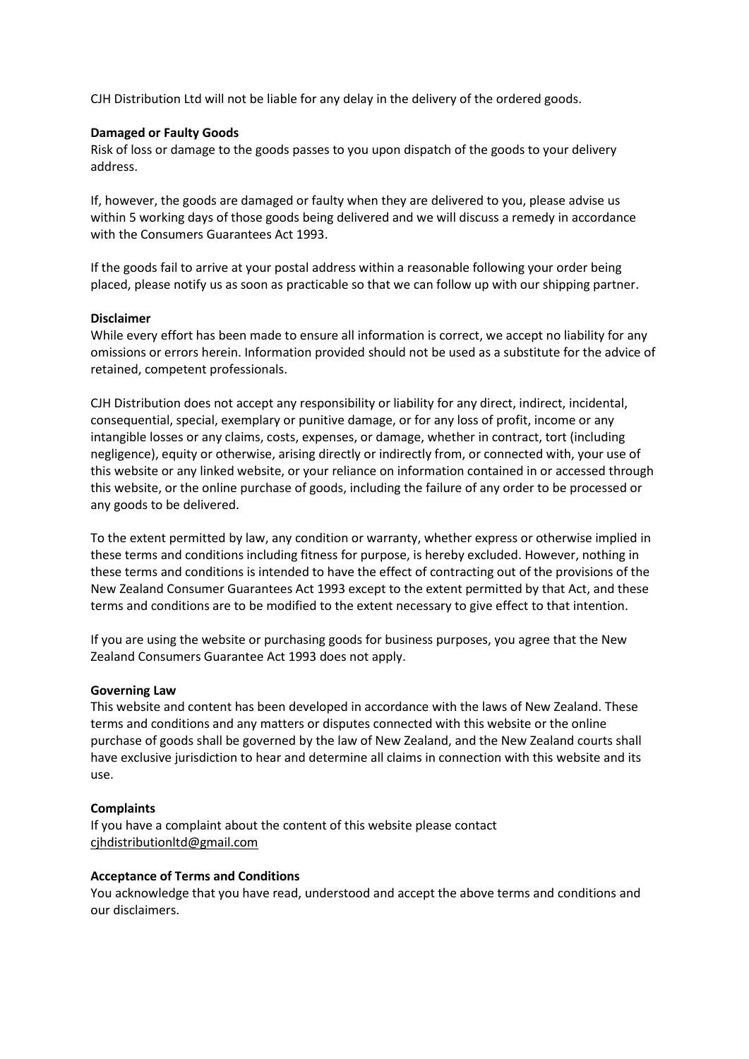CJH Distribution Ltd will not be liable for any delay in the delivery of the ordered goods.

**Damaged or Faulty Goods**

Risk of loss or damage to the goods passes to you upon dispatch of the goods to your delivery address.

If, however, the goods are damaged or faulty when they are delivered to you, please advise us within 5 working days of those goods being delivered and we will discuss a remedy in accordance with the Consumers Guarantees Act 1993.

If the goods fail to arrive at your postal address within a reasonable following your order being placed, please notify us as soon as practicable so that we can follow up with our shipping partner.

**Disclaimer**

While every effort has been made to ensure all information is correct, we accept no liability for any omissions or errors herein. Information provided should not be used as a substitute for the advice of retained, competent professionals.

CJH Distribution does not accept any responsibility or liability for any direct, indirect, incidental, consequential, special, exemplary or punitive damage, or for any loss of profit, income or any intangible losses or any claims, costs, expenses, or damage, whether in contract, tort (including negligence), equity or otherwise, arising directly or indirectly from, or connected with, your use of this website or any linked website, or your reliance on information contained in or accessed through this website, or the online purchase of goods, including the failure of any order to be processed or any goods to be delivered.

To the extent permitted by law, any condition or warranty, whether express or otherwise implied in these terms and conditions including fitness for purpose, is hereby excluded. However, nothing in these terms and conditions is intended to have the effect of contracting out of the provisions of the New Zealand Consumer Guarantees Act 1993 except to the extent permitted by that Act, and these terms and conditions are to be modified to the extent necessary to give effect to that intention.

If you are using the website or purchasing goods for business purposes, you agree that the New Zealand Consumers Guarantee Act 1993 does not apply.

**Governing Law**

This website and content has been developed in accordance with the laws of New Zealand. These terms and conditions and any matters or disputes connected with this website or the online purchase of goods shall be governed by the law of New Zealand, and the New Zealand courts shall have exclusive jurisdiction to hear and determine all claims in connection with this website and its use.

**Complaints**

If you have a complaint about the content of this website please contact cjhdistributionltd@gmail.com

**Acceptance of Terms and Conditions**

You acknowledge that you have read, understood and accept the above terms and conditions and our disclaimers.